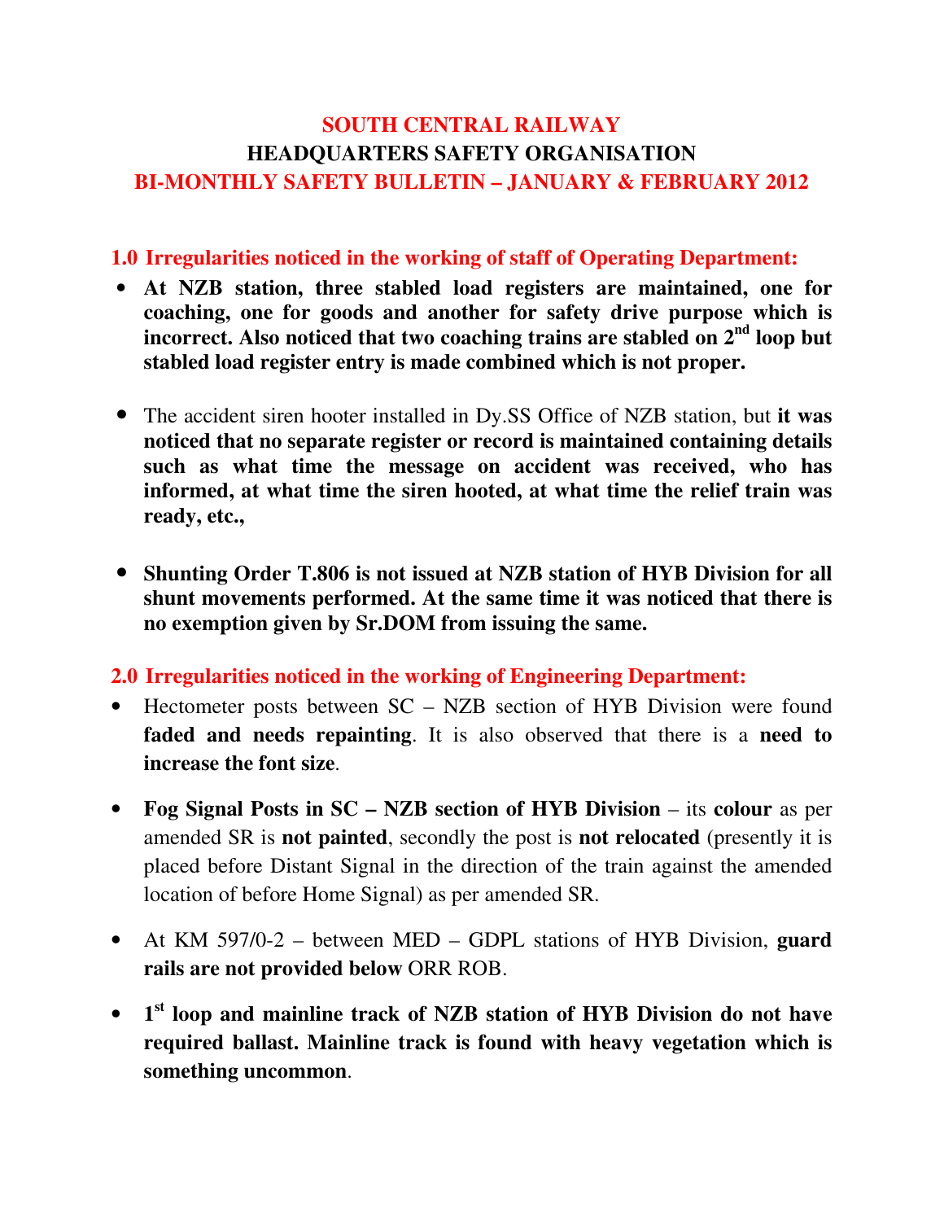# SOUTH CENTRAL RAILWAY

## HEADQUARTERS SAFETY ORGANISATION

## BI-MONTHLY SAFETY BULLETIN – JANUARY & FEBRUARY 2012

### 1.0 Irregularities noticed in the working of staff of Operating Department:

- **At NZB station, three stabled load registers are maintained, one for coaching, one for goods and another for safety drive purpose which is incorrect. Also noticed that two coaching trains are stabled on 2nd loop but stabled load register entry is made combined which is not proper.**

- The accident siren hooter installed in Dy.SS Office of NZB station, but **it was noticed that no separate register or record is maintained containing details such as what time the message on accident was received, who has informed, at what time the siren hooted, at what time the relief train was ready, etc.,**

- **Shunting Order T.806 is not issued at NZB station of HYB Division for all shunt movements performed. At the same time it was noticed that there is no exemption given by Sr.DOM from issuing the same.**

### 2.0 Irregularities noticed in the working of Engineering Department:

- Hectometer posts between SC – NZB section of HYB Division were found **faded and needs repainting**. It is also observed that there is a **need to increase the font size**.

- **Fog Signal Posts in SC – NZB section of HYB Division** – its **colour** as per amended SR is **not painted**, secondly the post is **not relocated** (presently it is placed before Distant Signal in the direction of the train against the amended location of before Home Signal) as per amended SR.

- At KM 597/0-2 – between MED – GDPL stations of HYB Division, **guard rails are not provided below** ORR ROB.

- **1st loop and mainline track of NZB station of HYB Division do not have required ballast. Mainline track is found with heavy vegetation which is something uncommon**.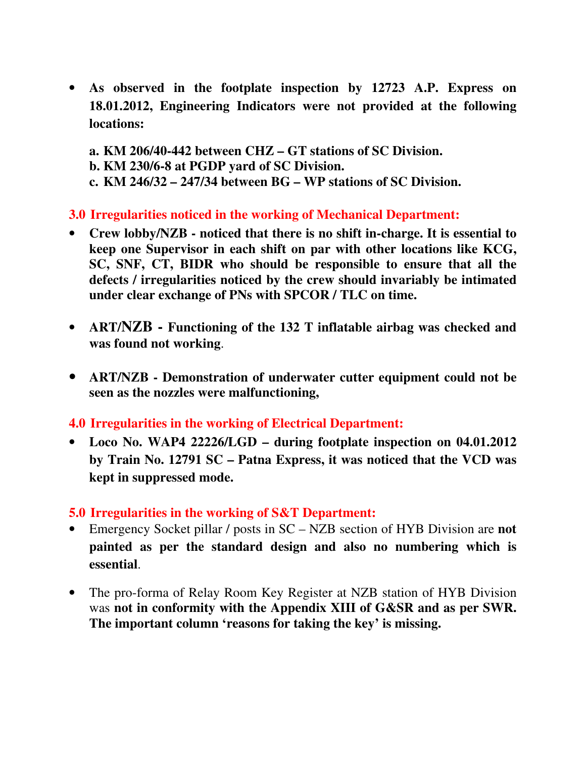- **As observed in the footplate inspection by 12723 A.P. Express on 18.01.2012, Engineering Indicators were not provided at the following locations:**

  **a. KM 206/40-442 between CHZ – GT stations of SC Division.**
  **b. KM 230/6-8 at PGDP yard of SC Division.**
  **c. KM 246/32 – 247/34 between BG – WP stations of SC Division.**

## 3.0 Irregularities noticed in the working of Mechanical Department:

- **Crew lobby/NZB - noticed that there is no shift in-charge. It is essential to keep one Supervisor in each shift on par with other locations like KCG, SC, SNF, CT, BIDR who should be responsible to ensure that all the defects / irregularities noticed by the crew should invariably be intimated under clear exchange of PNs with SPCOR / TLC on time.**

- **ART/NZB - Functioning of the 132 T inflatable airbag was checked and was found not working**.

- **ART/NZB - Demonstration of underwater cutter equipment could not be seen as the nozzles were malfunctioning,**

## 4.0 Irregularities in the working of Electrical Department:

- **Loco No. WAP4 22226/LGD – during footplate inspection on 04.01.2012 by Train No. 12791 SC – Patna Express, it was noticed that the VCD was kept in suppressed mode.**

## 5.0 Irregularities in the working of S&T Department:

- Emergency Socket pillar / posts in SC – NZB section of HYB Division are **not painted as per the standard design and also no numbering which is essential**.

- The pro-forma of Relay Room Key Register at NZB station of HYB Division was **not in conformity with the Appendix XIII of G&SR and as per SWR. The important column 'reasons for taking the key' is missing.**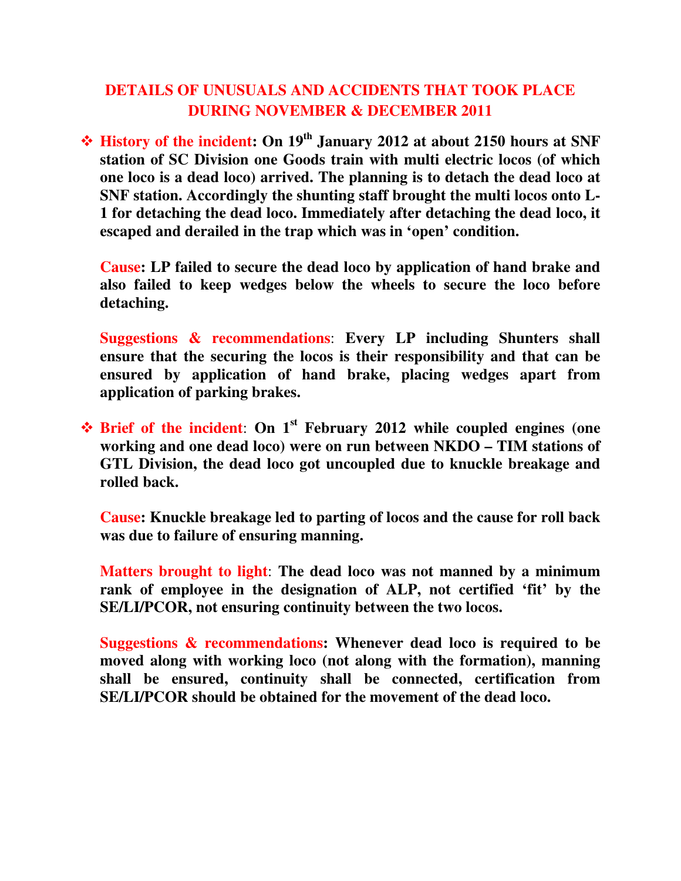## DETAILS OF UNUSUALS AND ACCIDENTS THAT TOOK PLACE DURING NOVEMBER & DECEMBER 2011

- **History of the incident: On 19th January 2012 at about 2150 hours at SNF station of SC Division one Goods train with multi electric locos (of which one loco is a dead loco) arrived. The planning is to detach the dead loco at SNF station. Accordingly the shunting staff brought the multi locos onto L-1 for detaching the dead loco. Immediately after detaching the dead loco, it escaped and derailed in the trap which was in 'open' condition.**

  **Cause: LP failed to secure the dead loco by application of hand brake and also failed to keep wedges below the wheels to secure the loco before detaching.**

  **Suggestions & recommendations**: **Every LP including Shunters shall ensure that the securing the locos is their responsibility and that can be ensured by application of hand brake, placing wedges apart from application of parking brakes.**

- **Brief of the incident**: **On 1st February 2012 while coupled engines (one working and one dead loco) were on run between NKDO – TIM stations of GTL Division, the dead loco got uncoupled due to knuckle breakage and rolled back.**

  **Cause: Knuckle breakage led to parting of locos and the cause for roll back was due to failure of ensuring manning.**

  **Matters brought to light**: **The dead loco was not manned by a minimum rank of employee in the designation of ALP, not certified 'fit' by the SE/LI/PCOR, not ensuring continuity between the two locos.**

  **Suggestions & recommendations: Whenever dead loco is required to be moved along with working loco (not along with the formation), manning shall be ensured, continuity shall be connected, certification from SE/LI/PCOR should be obtained for the movement of the dead loco.**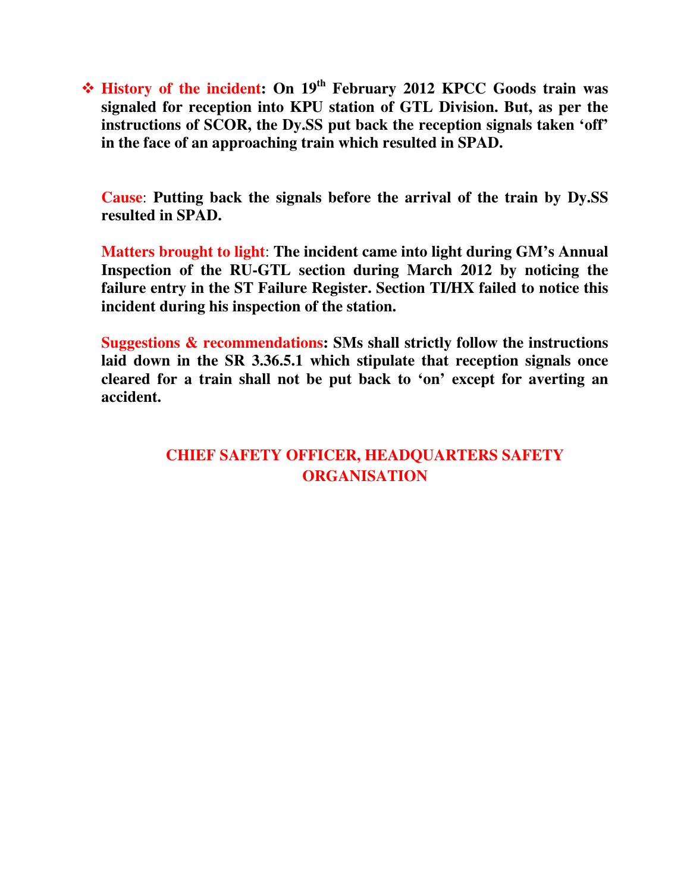- **History of the incident: On 19th February 2012 KPCC Goods train was signaled for reception into KPU station of GTL Division. But, as per the instructions of SCOR, the Dy.SS put back the reception signals taken 'off' in the face of an approaching train which resulted in SPAD.**

  **Cause: Putting back the signals before the arrival of the train by Dy.SS resulted in SPAD.**

  **Matters brought to light: The incident came into light during GM's Annual Inspection of the RU-GTL section during March 2012 by noticing the failure entry in the ST Failure Register. Section TI/HX failed to notice this incident during his inspection of the station.**

  **Suggestions & recommendations: SMs shall strictly follow the instructions laid down in the SR 3.36.5.1 which stipulate that reception signals once cleared for a train shall not be put back to 'on' except for averting an accident.**

**CHIEF SAFETY OFFICER, HEADQUARTERS SAFETY ORGANISATION**